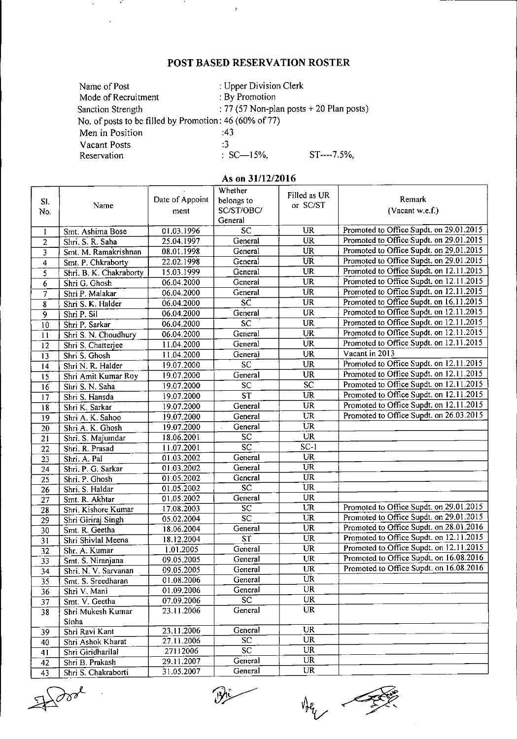# POST BASED RESERVATION ROSTER

| | |
|---|---|
| Name of Post | : Upper Division Clerk |
| Mode of Recruitment | : By Promotion |
| Sanction Strength | : 77 (57 Non-plan posts + 20 Plan posts) |
| No. of posts to be filled by Promotion | : 46 (60% of 77) |
| Men in Position | :43 |
| Vacant Posts | :3 |
| Reservation | : SC—15%, ST----7.5%, |

**As on 31/12/2016**

| Sl. No. | Name | Date of Appointment | Whether belongs to SC/ST/OBC/ General | Filled as UR or SC/ST | Remark (Vacant w.e.f.) |
|---|---|---|---|---|---|
| 1 | Smt. Ashima Bose | 01.03.1996 | SC | UR | Promoted to Office Supdt. on 29.01.2015 |
| 2 | Shri. S. R. Saha | 25.04.1997 | General | UR | Promoted to Office Supdt. on 29.01.2015 |
| 3 | Smt. M. Ramakrishnan | 08.01.1998 | General | UR | Promoted to Office Supdt. on 29.01.2015 |
| 4 | Smt. P. Chkraborty | 22.02.1998 | General | UR | Promoted to Office Supdt. on 29.01.2015 |
| 5 | Shri. B. K. Chakraborty | 15.03.1999 | General | UR | Promoted to Office Supdt. on 12.11.2015 |
| 6 | Shri G. Ghosh | 06.04.2000 | General | UR | Promoted to Office Supdt. on 12.11.2015 |
| 7 | Shri P. Malakar | 06.04.2000 | General | UR | Promoted to Office Supdt. on 12.11.2015 |
| 8 | Shri S. K. Halder | 06.04.2000 | SC | UR | Promoted to Office Supdt. on 16.11.2015 |
| 9 | Shri P. Sil | 06.04.2000 | General | UR | Promoted to Office Supdt. on 12.11.2015 |
| 10 | Shri P. Sarkar | 06.04.2000 | SC | UR | Promoted to Office Supdt. on 12.11.2015 |
| 11 | Shri S. N. Choudhury | 06.04.2000 | General | UR | Promoted to Office Supdt. on 12.11.2015 |
| 12 | Shri S. Chatterjee | 11.04.2000 | General | UR | Promoted to Office Supdt. on 12.11.2015 |
| 13 | Shri S. Ghosh | 11.04.2000 | General | UR | Vacant in 2013 |
| 14 | Shri N. R. Halder | 19.07.2000 | SC | UR | Promoted to Office Supdt. on 12.11.2015 |
| 15 | Shri Amit Kumar Roy | 19.07.2000 | General | UR | Promoted to Office Supdt. on 12.11.2015 |
| 16 | Shri S. N. Saha | 19.07.2000 | SC | SC | Promoted to Office Supdt. on 12.11.2015 |
| 17 | Shri S. Hansda | 19.07.2000 | ST | UR | Promoted to Office Supdt. on 12.11.2015 |
| 18 | Shri K. Sarkar | 19.07.2000 | General | UR | Promoted to Office Supdt. on 12.11.2015 |
| 19 | Shri A. K. Sahoo | 19.07.2000 | General | UR | Promoted to Office Supdt. on 26.03.2015 |
| 20 | Shri A. K. Ghosh | 19.07.2000 | General | UR | |
| 21 | Shri. S. Majumdar | 18.06.2001 | SC | UR | |
| 22 | Shri. R. Prasad | 11.07.2001 | SC | SC-1 | |
| 23 | Shri. A. Pal | 01.03.2002 | General | UR | |
| 24 | Shri. P. G. Sarkar | 01.03.2002 | General | UR | |
| 25 | Shri. P. Ghosh | 01.05.2002 | General | UR | |
| 26 | Shri. S. Haldar | 01.05.2002 | SC | UR | |
| 27 | Smt. R. Akhtar | 01.05.2002 | General | UR | |
| 28 | Shri. Kishore Kumar | 17.08.2003 | SC | UR | Promoted to Office Supdt. on 29.01.2015 |
| 29 | Shri Giriraj Singh | 05.02.2004 | SC | UR | Promoted to Office Supdt. on 29.01.2015 |
| 30 | Smt. R. Geetha | 18.06.2004 | General | UR | Promoted to Office Supdt. on 28.01.2016 |
| 31 | Shri Shivlal Meena | 18.12.2004 | ST | UR | Promoted to Office Supdt. on 12.11.2015 |
| 32 | Shr. A. Kumar | 1.01.2005 | General | UR | Promoted to Office Supdt. on 12.11.2015 |
| 33 | Smt. S. Niranjana | 09.05.2005 | General | UR | Promoted to Office Supdt. on 16.08.2016 |
| 34 | Shri. N. V. Sarvanan | 09.05.2005 | General | UR | Promoted to Office Supdt. on 16.08.2016 |
| 35 | Smt. S. Sreedharan | 01.08.2006 | General | UR | |
| 36 | Shri V. Mani | 01.09.2006 | General | UR | |
| 37 | Smt. V. Geetha | 07.09.2006 | SC | UR | |
| 38 | Shri Mukesh Kumar Sinha | 23.11.2006 | General | UR | |
| 39 | Shri Ravi Kant | 23.11.2006 | General | UR | |
| 40 | Shri Ashok Kharat | 27.11.2006 | SC | UR | |
| 41 | Shri Giridharilal | 27112006 | SC | UR | |
| 42 | Shri B. Prakash | 29.11.2007 | General | UR | |
| 43 | Shri S. Chakraborti | 31.05.2007 | General | UR | |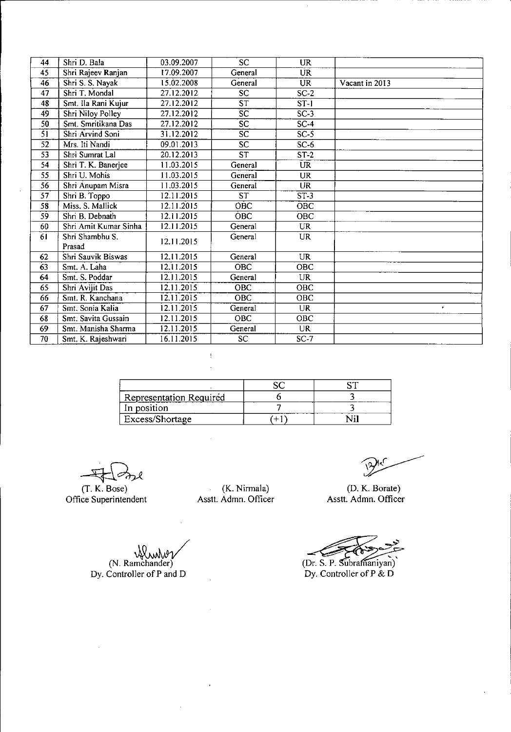| | | | | | |
|---|---|---|---|---|---|
| 44 | Shri D. Bala | 03.09.2007 | SC | UR | |
| 45 | Shri Rajeev Ranjan | 17.09.2007 | General | UR | |
| 46 | Shri S. S. Nayak | 15.02.2008 | General | UR | Vacant in 2013 |
| 47 | Shri T. Mondal | 27.12.2012 | SC | SC-2 | |
| 48 | Smt. Ila Rani Kujur | 27.12.2012 | ST | ST-1 | |
| 49 | Shri Niloy Polley | 27.12.2012 | SC | SC-3 | |
| 50 | Smt. Smritikana Das | 27.12.2012 | SC | SC-4 | |
| 51 | Shri Arvind Soni | 31.12.2012 | SC | SC-5 | |
| 52 | Mrs. Iti Nandi | 09.01.2013 | SC | SC-6 | |
| 53 | Shri Sumrat Lal | 20.12.2013 | ST | ST-2 | |
| 54 | Shri T. K. Banerjee | 11.03.2015 | General | UR | |
| 55 | Shri U. Mohis | 11.03.2015 | General | UR | |
| 56 | Shri Anupam Misra | 11.03.2015 | General | UR | |
| 57 | Shri B. Toppo | 12.11.2015 | ST | ST-3 | |
| 58 | Miss. S. Mallick | 12.11.2015 | OBC | OBC | |
| 59 | Shri B. Debnath | 12.11.2015 | OBC | OBC | |
| 60 | Shri Amit Kumar Sinha | 12.11.2015 | General | UR | |
| 61 | Shri Shambhu S. Prasad | 12.11.2015 | General | UR | |
| 62 | Shri Sauvik Biswas | 12.11.2015 | General | UR | |
| 63 | Smt. A. Laha | 12.11.2015 | OBC | OBC | |
| 64 | Smt. S. Poddar | 12.11.2015 | General | UR | |
| 65 | Shri Avijit Das | 12.11.2015 | OBC | OBC | |
| 66 | Smt. R. Kanchana | 12.11.2015 | OBC | OBC | |
| 67 | Smt. Sonia Kalia | 12.11.2015 | General | UR | |
| 68 | Smt. Savita Gussain | 12.11.2015 | OBC | OBC | |
| 69 | Smt. Manisha Sharma | 12.11.2015 | General | UR | |
| 70 | Smt. K. Rajeshwari | 16.11.2015 | SC | SC-7 | |

| | SC | ST |
|---|---|---|
| Representation Required | 6 | 3 |
| In position | 7 | 3 |
| Excess/Shortage | (+1) | Nil |

(T. K. Bose)
Office Superintendent

(K. Nirmala)
Asstt. Admn. Officer

(D. K. Borate)
Asstt. Admn. Officer

(N. Ramchander)
Dy. Controller of P and D

(Dr. S. P. Subramaniyan)
Dy. Controller of P & D